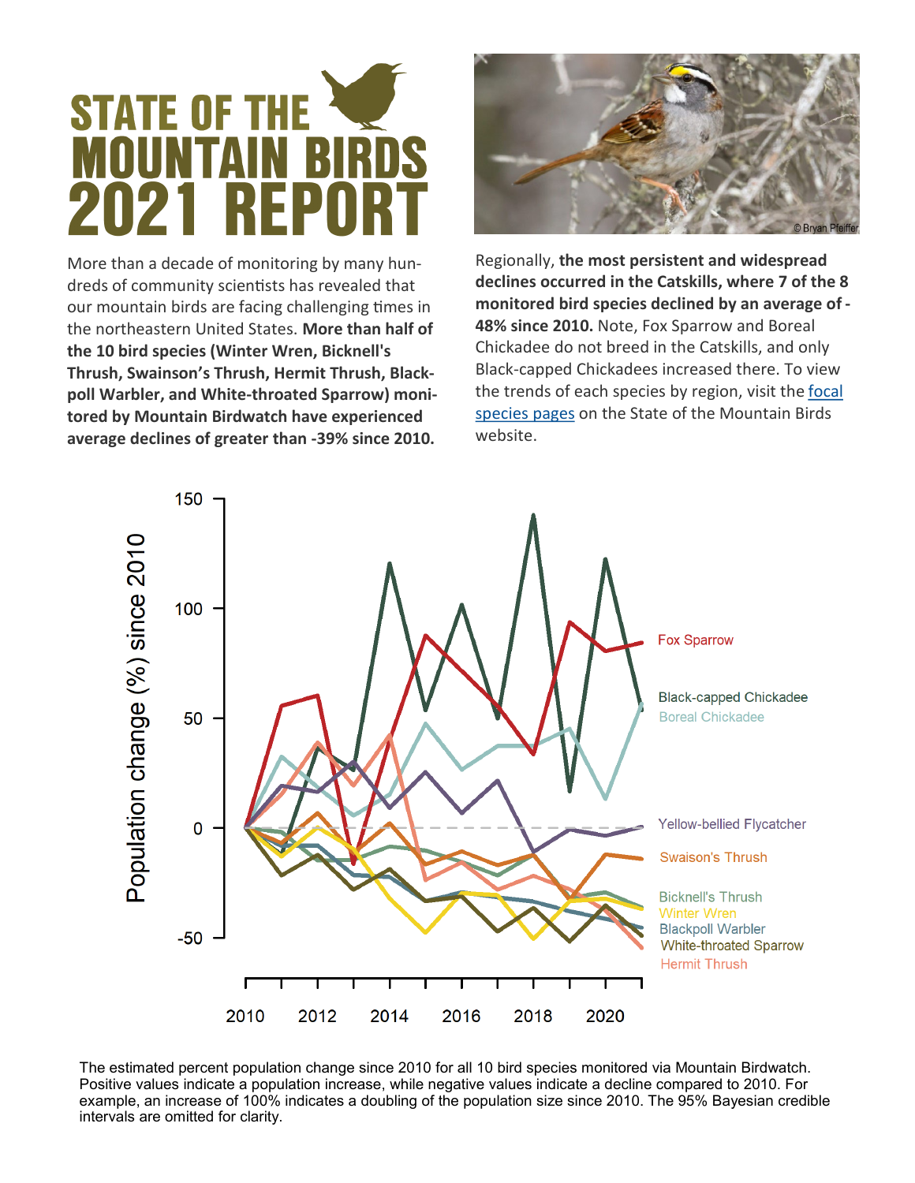# STATE OF THE MOUNTAIN BIRDS 2021 REPORT

More than a decade of monitoring by many hundreds of community scientists has revealed that our mountain birds are facing challenging times in the northeastern United States. **More than half of the 10 bird species (Winter Wren, Bicknell's Thrush, Swainson's Thrush, Hermit Thrush, Blackpoll Warbler, and White-throated Sparrow) monitored by Mountain Birdwatch have experienced average declines of greater than -39% since 2010.**

© Bryan Pfeiffer

Regionally, **the most persistent and widespread declines occurred in the Catskills, where 7 of the 8 monitored bird species declined by an average of -48% since 2010.** Note, Fox Sparrow and Boreal Chickadee do not breed in the Catskills, and only Black-capped Chickadees increased there. To view the trends of each species by region, visit the focal species pages on the State of the Mountain Birds website.

The estimated percent population change since 2010 for all 10 bird species monitored via Mountain Birdwatch. Positive values indicate a population increase, while negative values indicate a decline compared to 2010. For example, an increase of 100% indicates a doubling of the population size since 2010. The 95% Bayesian credible intervals are omitted for clarity.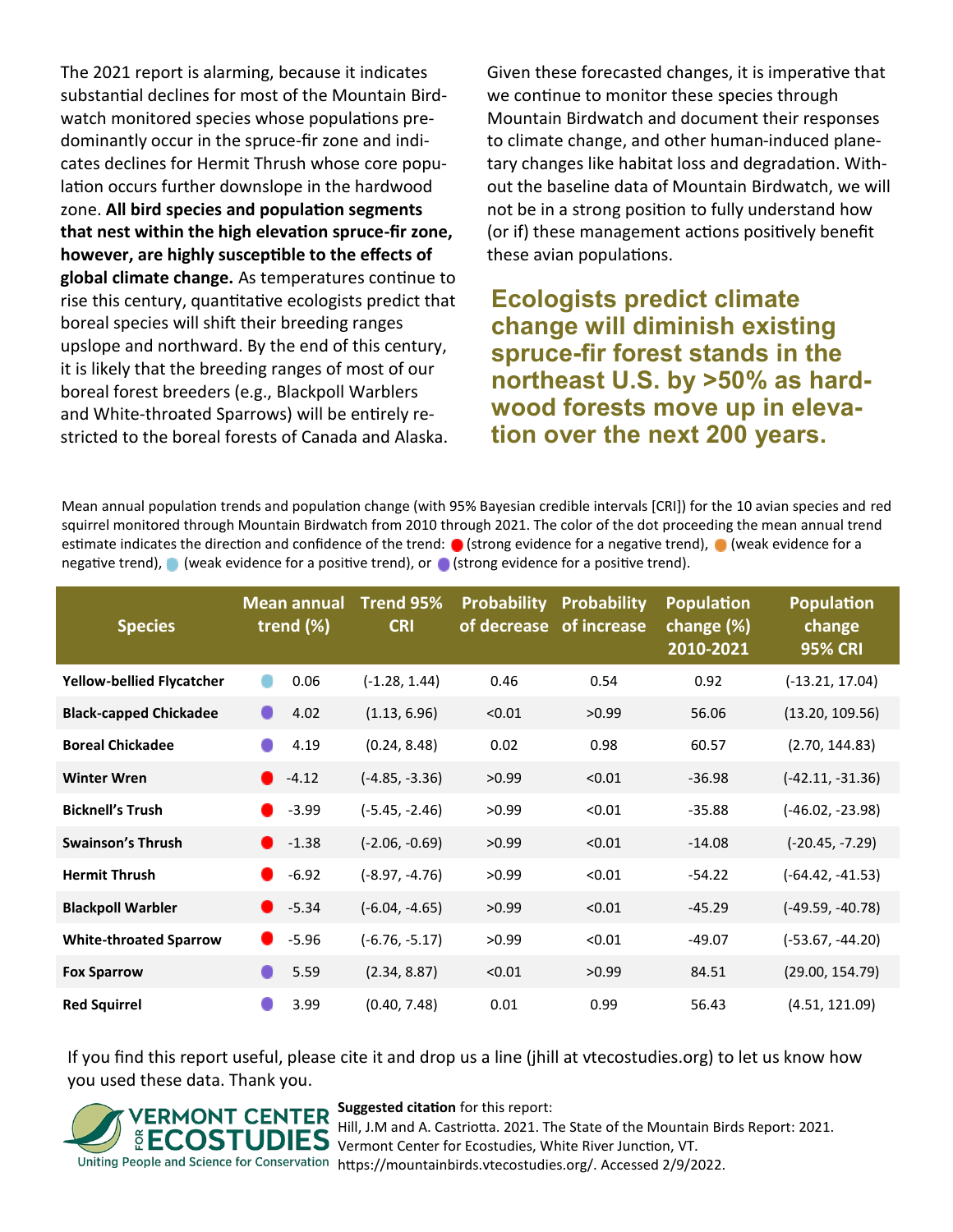The 2021 report is alarming, because it indicates substantial declines for most of the Mountain Birdwatch monitored species whose populations predominantly occur in the spruce-fir zone and indicates declines for Hermit Thrush whose core population occurs further downslope in the hardwood zone. **All bird species and population segments that nest within the high elevation spruce-fir zone, however, are highly susceptible to the effects of global climate change.** As temperatures continue to rise this century, quantitative ecologists predict that boreal species will shift their breeding ranges upslope and northward. By the end of this century, it is likely that the breeding ranges of most of our boreal forest breeders (e.g., Blackpoll Warblers and White-throated Sparrows) will be entirely restricted to the boreal forests of Canada and Alaska.

Given these forecasted changes, it is imperative that we continue to monitor these species through Mountain Birdwatch and document their responses to climate change, and other human-induced planetary changes like habitat loss and degradation. Without the baseline data of Mountain Birdwatch, we will not be in a strong position to fully understand how (or if) these management actions positively benefit these avian populations.

## Ecologists predict climate change will diminish existing spruce-fir forest stands in the northeast U.S. by >50% as hardwood forests move up in elevation over the next 200 years.

Mean annual population trends and population change (with 95% Bayesian credible intervals [CRI]) for the 10 avian species and red squirrel monitored through Mountain Birdwatch from 2010 through 2021. The color of the dot proceeding the mean annual trend estimate indicates the direction and confidence of the trend: red (strong evidence for a negative trend), orange (weak evidence for a negative trend), light blue (weak evidence for a positive trend), or purple (strong evidence for a positive trend).

| Species | Mean annual trend (%) | Trend 95% CRI | Probability of decrease | Probability of increase | Population change (%) 2010-2021 | Population change 95% CRI |
|---|---|---|---|---|---|---|
| **Yellow-bellied Flycatcher** | (light blue) 0.06 | (-1.28, 1.44) | 0.46 | 0.54 | 0.92 | (-13.21, 17.04) |
| **Black-capped Chickadee** | (purple) 4.02 | (1.13, 6.96) | <0.01 | >0.99 | 56.06 | (13.20, 109.56) |
| **Boreal Chickadee** | (purple) 4.19 | (0.24, 8.48) | 0.02 | 0.98 | 60.57 | (2.70, 144.83) |
| **Winter Wren** | (red) -4.12 | (-4.85, -3.36) | >0.99 | <0.01 | -36.98 | (-42.11, -31.36) |
| **Bicknell's Trush** | (red) -3.99 | (-5.45, -2.46) | >0.99 | <0.01 | -35.88 | (-46.02, -23.98) |
| **Swainson's Thrush** | (red) -1.38 | (-2.06, -0.69) | >0.99 | <0.01 | -14.08 | (-20.45, -7.29) |
| **Hermit Thrush** | (red) -6.92 | (-8.97, -4.76) | >0.99 | <0.01 | -54.22 | (-64.42, -41.53) |
| **Blackpoll Warbler** | (red) -5.34 | (-6.04, -4.65) | >0.99 | <0.01 | -45.29 | (-49.59, -40.78) |
| **White-throated Sparrow** | (red) -5.96 | (-6.76, -5.17) | >0.99 | <0.01 | -49.07 | (-53.67, -44.20) |
| **Fox Sparrow** | (purple) 5.59 | (2.34, 8.87) | <0.01 | >0.99 | 84.51 | (29.00, 154.79) |
| **Red Squirrel** | (purple) 3.99 | (0.40, 7.48) | 0.01 | 0.99 | 56.43 | (4.51, 121.09) |

If you find this report useful, please cite it and drop us a line (jhill at vtecostudies.org) to let us know how you used these data. Thank you.

VERMONT CENTER FOR ECOSTUDIES
Uniting People and Science for Conservation

**Suggested citation** for this report:
Hill, J.M and A. Castriotta. 2021. The State of the Mountain Birds Report: 2021. Vermont Center for Ecostudies, White River Junction, VT. https://mountainbirds.vtecostudies.org/. Accessed 2/9/2022.